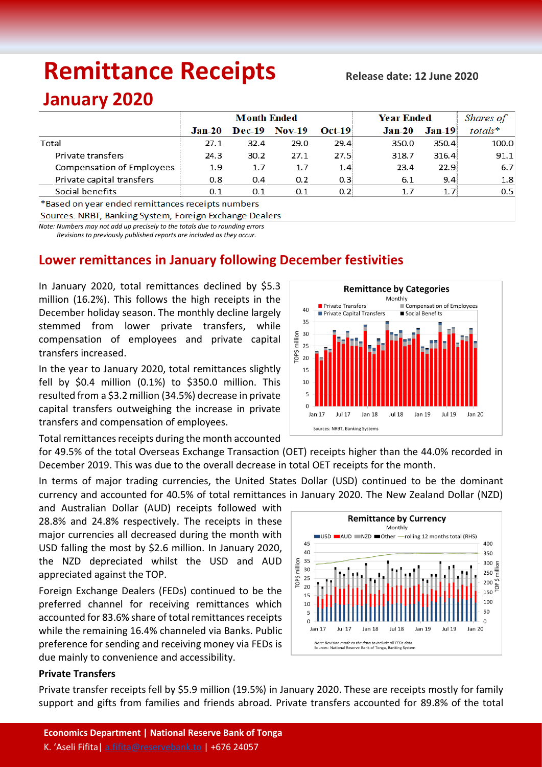# Remittance Receipts

**Release date: 12 June 2020**

## January 2020

| | Month Ended | | | | Year Ended | | *Shares of* |
|---|---|---|---|---|---|---|---|
| | Jan-20 | Dec-19 | Nov-19 | Oct-19 | Jan-20 | Jan-19 | *totals** |
| Total | 27.1 | 32.4 | 29.0 | 29.4 | 350.0 | 350.4 | 100.0 |
| Private transfers | 24.3 | 30.2 | 27.1 | 27.5 | 318.7 | 316.4 | 91.1 |
| Compensation of Employees | 1.9 | 1.7 | 1.7 | 1.4 | 23.4 | 22.9 | 6.7 |
| Private capital transfers | 0.8 | 0.4 | 0.2 | 0.3 | 6.1 | 9.4 | 1.8 |
| Social benefits | 0.1 | 0.1 | 0.1 | 0.2 | 1.7 | 1.7 | 0.5 |

*Based on year ended remittances receipts numbers

Sources: NRBT, Banking System, Foreign Exchange Dealers

*Note: Numbers may not add up precisely to the totals due to rounding errors*
*Revisions to previously published reports are included as they occur.*

## Lower remittances in January following December festivities

In January 2020, total remittances declined by $5.3 million (16.2%). This follows the high receipts in the December holiday season. The monthly decline largely stemmed from lower private transfers, while compensation of employees and private capital transfers increased.

In the year to January 2020, total remittances slightly fell by $0.4 million (0.1%) to $350.0 million. This resulted from a $3.2 million (34.5%) decrease in private capital transfers outweighing the increase in private transfers and compensation of employees.

Total remittances receipts during the month accounted for 49.5% of the total Overseas Exchange Transaction (OET) receipts higher than the 44.0% recorded in December 2019. This was due to the overall decrease in total OET receipts for the month.

In terms of major trading currencies, the United States Dollar (USD) continued to be the dominant currency and accounted for 40.5% of total remittances in January 2020. The New Zealand Dollar (NZD) and Australian Dollar (AUD) receipts followed with 28.8% and 24.8% respectively. The receipts in these major currencies all decreased during the month with USD falling the most by $2.6 million. In January 2020, the NZD depreciated whilst the USD and AUD appreciated against the TOP.

Foreign Exchange Dealers (FEDs) continued to be the preferred channel for receiving remittances which accounted for 83.6% share of total remittances receipts while the remaining 16.4% channeled via Banks. Public preference for sending and receiving money via FEDs is due mainly to convenience and accessibility.

### Private Transfers

Private transfer receipts fell by $5.9 million (19.5%) in January 2020. These are receipts mostly for family support and gifts from families and friends abroad. Private transfers accounted for 89.8% of the total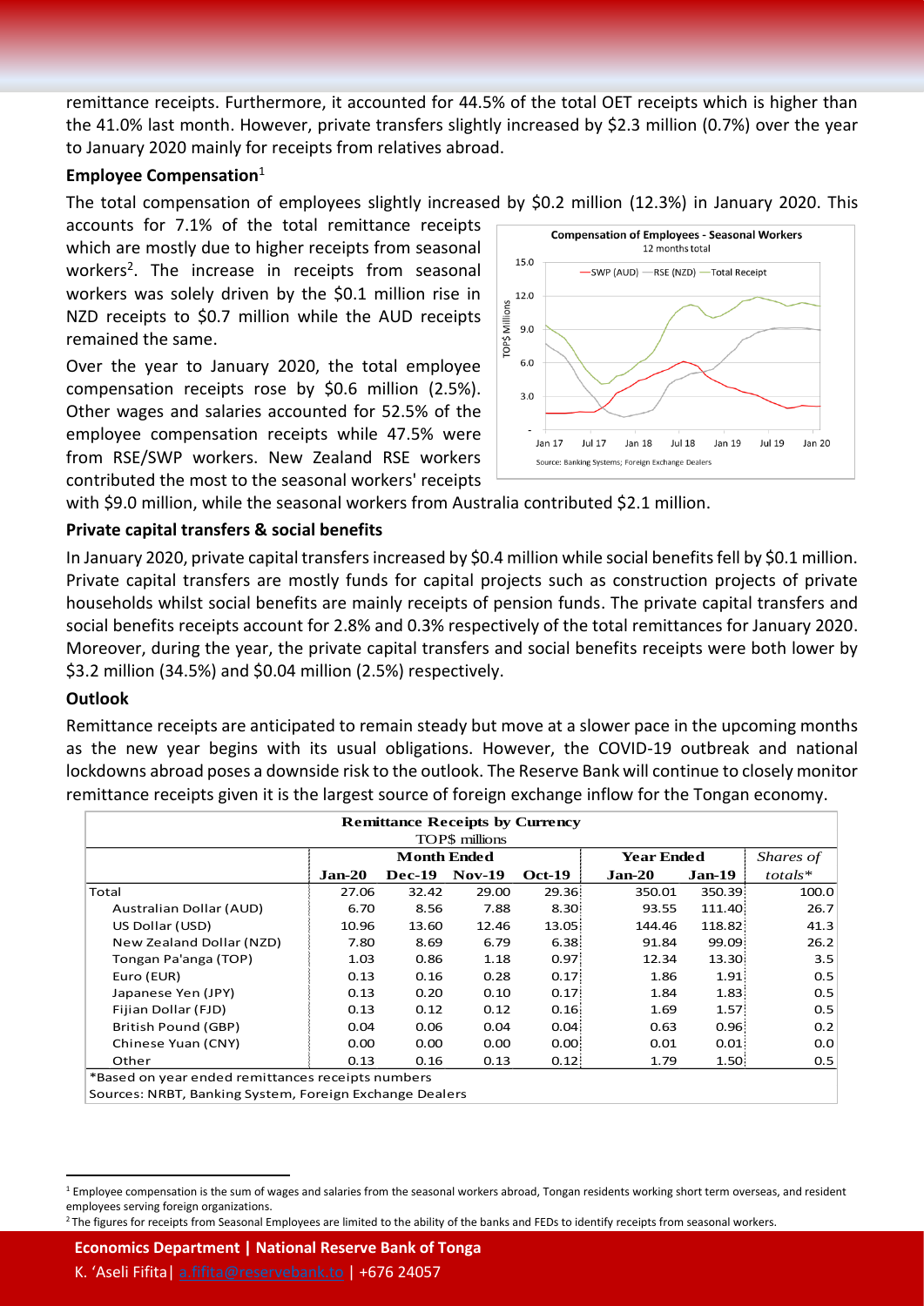remittance receipts. Furthermore, it accounted for 44.5% of the total OET receipts which is higher than the 41.0% last month. However, private transfers slightly increased by $2.3 million (0.7%) over the year to January 2020 mainly for receipts from relatives abroad.

**Employee Compensation**[1]

The total compensation of employees slightly increased by $0.2 million (12.3%) in January 2020. This accounts for 7.1% of the total remittance receipts which are mostly due to higher receipts from seasonal workers[2]. The increase in receipts from seasonal workers was solely driven by the $0.1 million rise in NZD receipts to $0.7 million while the AUD receipts remained the same.

Over the year to January 2020, the total employee compensation receipts rose by $0.6 million (2.5%). Other wages and salaries accounted for 52.5% of the employee compensation receipts while 47.5% were from RSE/SWP workers. New Zealand RSE workers contributed the most to the seasonal workers' receipts with $9.0 million, while the seasonal workers from Australia contributed $2.1 million.

Compensation of Employees - Seasonal Workers
12 months total
SWP (AUD) — RSE (NZD) — Total Receipt
TOP$ Millions
15.0
12.0
9.0
6.0
3.0
-
Jan 17 Jul 17 Jan 18 Jul 18 Jan 19 Jul 19 Jan 20
Source: Banking Systems; Foreign Exchange Dealers

**Private capital transfers & social benefits**

In January 2020, private capital transfers increased by $0.4 million while social benefits fell by $0.1 million. Private capital transfers are mostly funds for capital projects such as construction projects of private households whilst social benefits are mainly receipts of pension funds. The private capital transfers and social benefits receipts account for 2.8% and 0.3% respectively of the total remittances for January 2020. Moreover, during the year, the private capital transfers and social benefits receipts were both lower by $3.2 million (34.5%) and $0.04 million (2.5%) respectively.

**Outlook**

Remittance receipts are anticipated to remain steady but move at a slower pace in the upcoming months as the new year begins with its usual obligations. However, the COVID-19 outbreak and national lockdowns abroad poses a downside risk to the outlook. The Reserve Bank will continue to closely monitor remittance receipts given it is the largest source of foreign exchange inflow for the Tongan economy.

**Remittance Receipts by Currency**
TOP$ millions

| | Month Ended | | | | Year Ended | | *Shares of* |
|---|---|---|---|---|---|---|---|
| | Jan-20 | Dec-19 | Nov-19 | Oct-19 | Jan-20 | Jan-19 | *totals** |
| Total | 27.06 | 32.42 | 29.00 | 29.36 | 350.01 | 350.39 | 100.0 |
| Australian Dollar (AUD) | 6.70 | 8.56 | 7.88 | 8.30 | 93.55 | 111.40 | 26.7 |
| US Dollar (USD) | 10.96 | 13.60 | 12.46 | 13.05 | 144.46 | 118.82 | 41.3 |
| New Zealand Dollar (NZD) | 7.80 | 8.69 | 6.79 | 6.38 | 91.84 | 99.09 | 26.2 |
| Tongan Pa'anga (TOP) | 1.03 | 0.86 | 1.18 | 0.97 | 12.34 | 13.30 | 3.5 |
| Euro (EUR) | 0.13 | 0.16 | 0.28 | 0.17 | 1.86 | 1.91 | 0.5 |
| Japanese Yen (JPY) | 0.13 | 0.20 | 0.10 | 0.17 | 1.84 | 1.83 | 0.5 |
| Fijian Dollar (FJD) | 0.13 | 0.12 | 0.12 | 0.16 | 1.69 | 1.57 | 0.5 |
| British Pound (GBP) | 0.04 | 0.06 | 0.04 | 0.04 | 0.63 | 0.96 | 0.2 |
| Chinese Yuan (CNY) | 0.00 | 0.00 | 0.00 | 0.00 | 0.01 | 0.01 | 0.0 |
| Other | 0.13 | 0.16 | 0.13 | 0.12 | 1.79 | 1.50 | 0.5 |

*Based on year ended remittances receipts numbers
Sources: NRBT, Banking System, Foreign Exchange Dealers

[1] Employee compensation is the sum of wages and salaries from the seasonal workers abroad, Tongan residents working short term overseas, and resident employees serving foreign organizations.

[2] The figures for receipts from Seasonal Employees are limited to the ability of the banks and FEDs to identify receipts from seasonal workers.

**Economics Department | National Reserve Bank of Tonga**
K. 'Aseli Fifita| a.fifita@reservebank.to | +676 24057